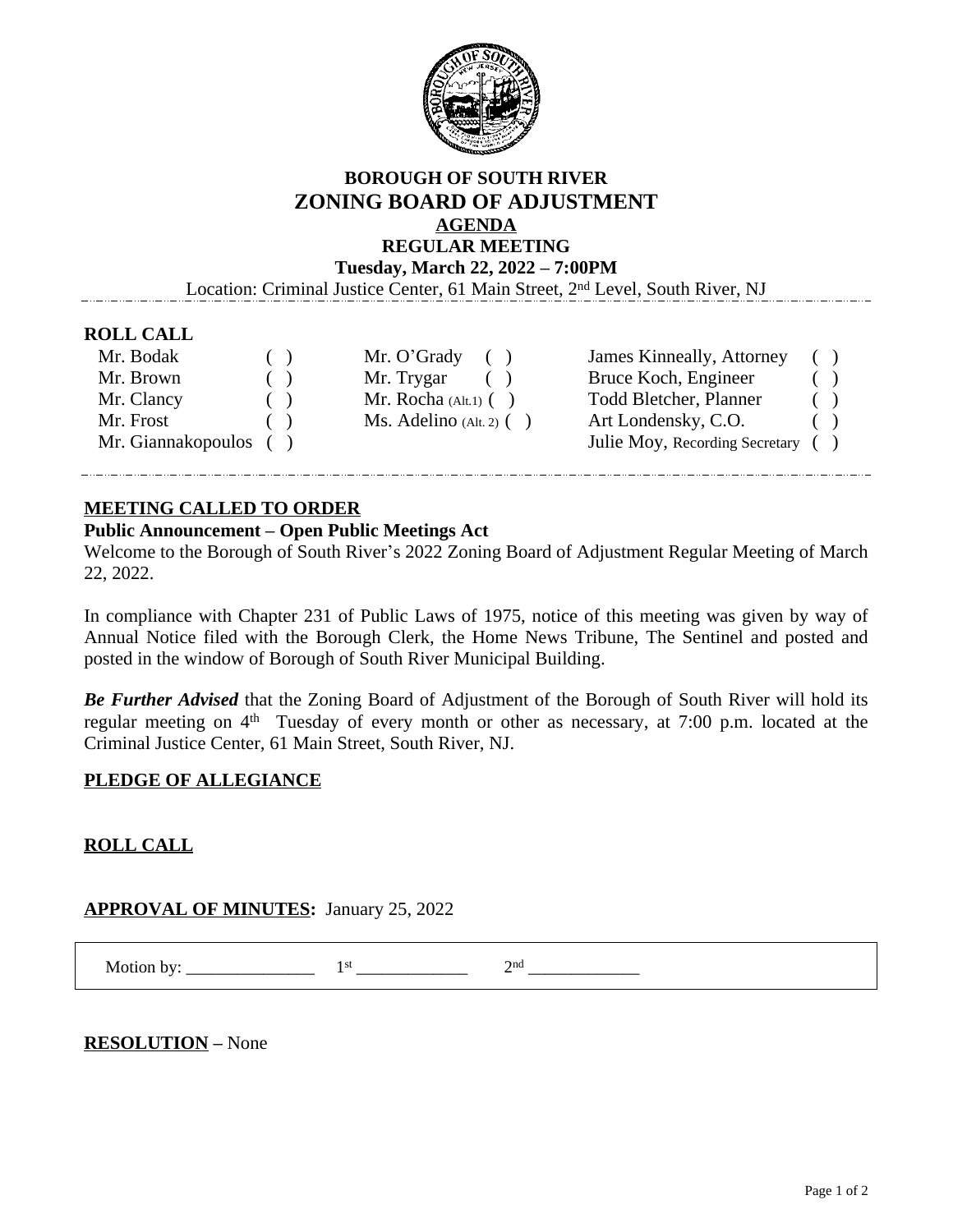# BOROUGH OF SOUTH RIVER
# ZONING BOARD OF ADJUSTMENT
## AGENDA
## REGULAR MEETING
### Tuesday, March 22, 2022 – 7:00PM

Location: Criminal Justice Center, 61 Main Street, 2nd Level, South River, NJ

**ROLL CALL**

| | | | | | |
|---|---|---|---|---|---|
| Mr. Bodak | ( ) | Mr. O'Grady | ( ) | James Kinneally, Attorney | ( ) |
| Mr. Brown | ( ) | Mr. Trygar | ( ) | Bruce Koch, Engineer | ( ) |
| Mr. Clancy | ( ) | Mr. Rocha (Alt.1) | ( ) | Todd Bletcher, Planner | ( ) |
| Mr. Frost | ( ) | Ms. Adelino (Alt. 2) | ( ) | Art Londensky, C.O. | ( ) |
| Mr. Giannakopoulos | ( ) | | | Julie Moy, Recording Secretary | ( ) |

**MEETING CALLED TO ORDER**

**Public Announcement – Open Public Meetings Act**

Welcome to the Borough of South River's 2022 Zoning Board of Adjustment Regular Meeting of March 22, 2022.

In compliance with Chapter 231 of Public Laws of 1975, notice of this meeting was given by way of Annual Notice filed with the Borough Clerk, the Home News Tribune, The Sentinel and posted and posted in the window of Borough of South River Municipal Building.

***Be Further Advised*** that the Zoning Board of Adjustment of the Borough of South River will hold its regular meeting on 4th Tuesday of every month or other as necessary, at 7:00 p.m. located at the Criminal Justice Center, 61 Main Street, South River, NJ.

**PLEDGE OF ALLEGIANCE**

**ROLL CALL**

**APPROVAL OF MINUTES:** January 25, 2022

Motion by: _______________ 1st _____________ 2nd _____________

**RESOLUTION** – None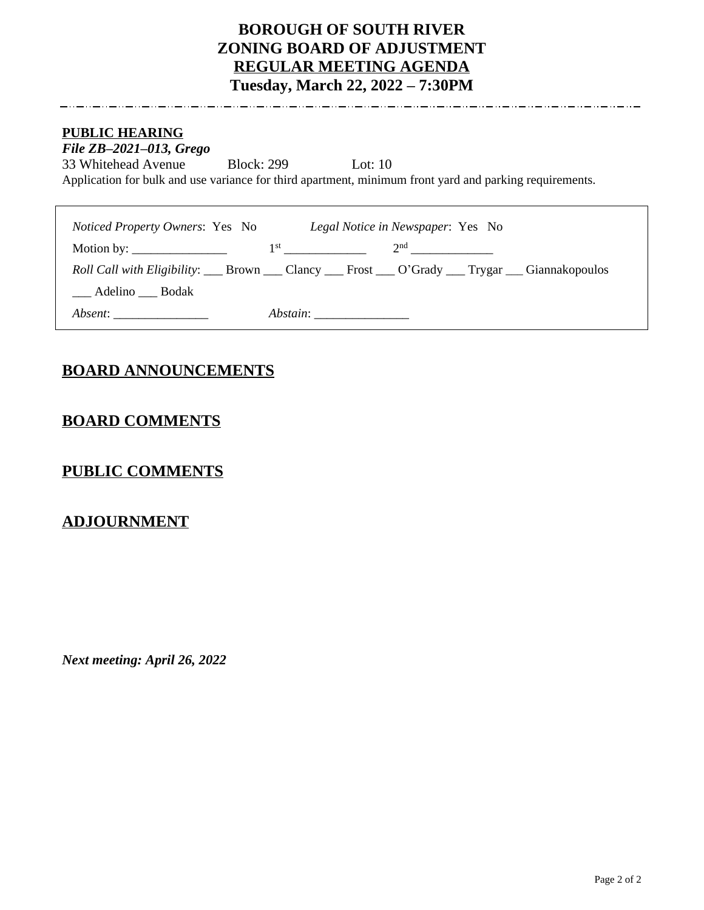# BOROUGH OF SOUTH RIVER
# ZONING BOARD OF ADJUSTMENT
# REGULAR MEETING AGENDA
# Tuesday, March 22, 2022 – 7:30PM

---

**PUBLIC HEARING**

***File ZB–2021–013, Grego***

33 Whitehead Avenue    Block: 299    Lot: 10

Application for bulk and use variance for third apartment, minimum front yard and parking requirements.

*Noticed Property Owners*: Yes No    *Legal Notice in Newspaper*: Yes No

Motion by: _______________    1st _____________    2nd _____________

*Roll Call with Eligibility*: ___ Brown ___ Clancy ___ Frost ___ O'Grady ___ Trygar ___ Giannakopoulos ___ Adelino ___ Bodak

*Absent*: _______________    *Abstain*: _______________

## BOARD ANNOUNCEMENTS

## BOARD COMMENTS

## PUBLIC COMMENTS

## ADJOURNMENT

***Next meeting: April 26, 2022***